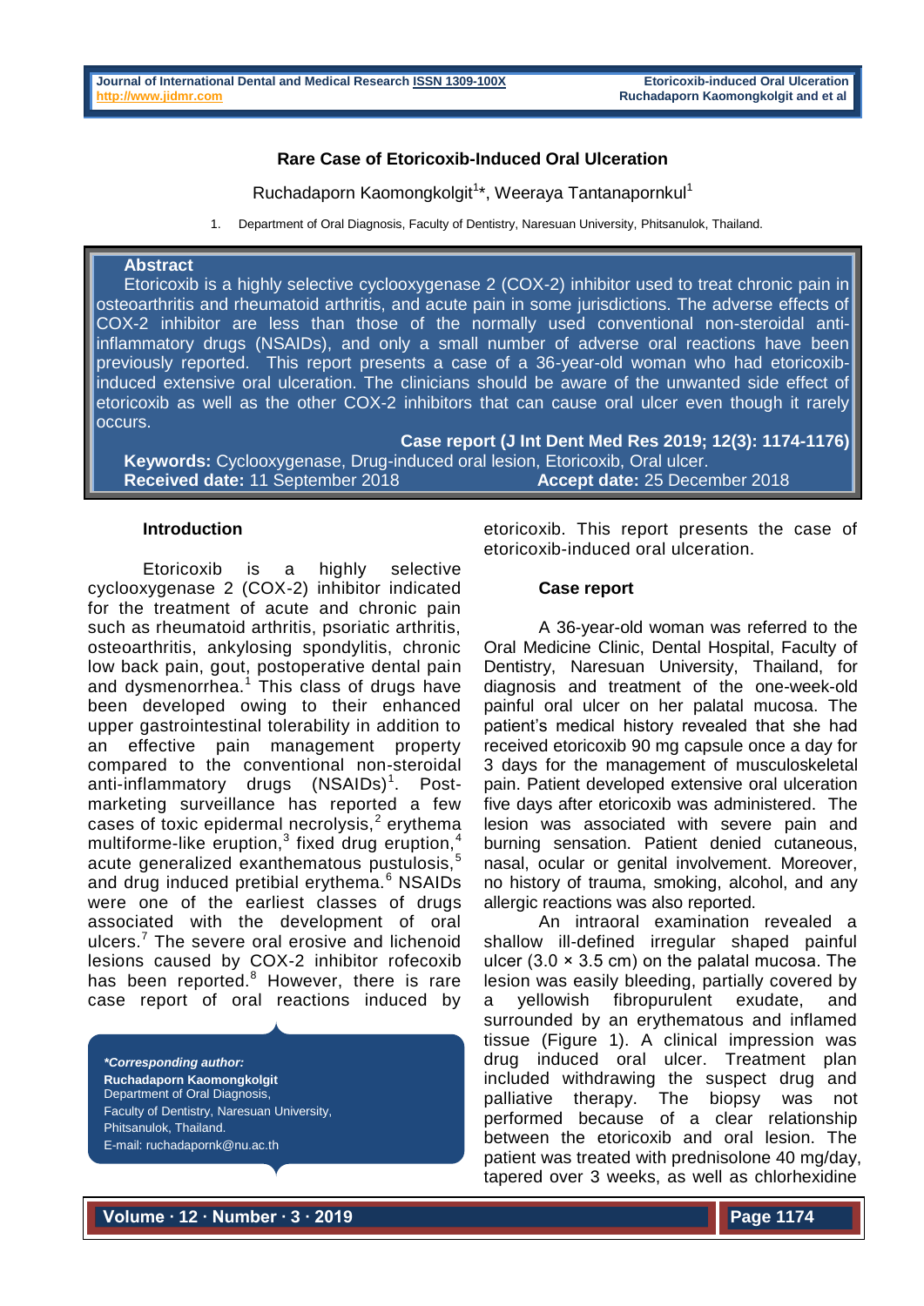# Rare Case of Etoricoxib-Induced Oral Ulceration

Ruchadaporn Kaomongkolgit[1]*, Weeraya Tantanapornkul[1]

1. Department of Oral Diagnosis, Faculty of Dentistry, Naresuan University, Phitsanulok, Thailand.

## Abstract

Etoricoxib is a highly selective cyclooxygenase 2 (COX-2) inhibitor used to treat chronic pain in osteoarthritis and rheumatoid arthritis, and acute pain in some jurisdictions. The adverse effects of COX-2 inhibitor are less than those of the normally used conventional non-steroidal anti-inflammatory drugs (NSAIDs), and only a small number of adverse oral reactions have been previously reported. This report presents a case of a 36-year-old woman who had etoricoxib-induced extensive oral ulceration. The clinicians should be aware of the unwanted side effect of etoricoxib as well as the other COX-2 inhibitors that can cause oral ulcer even though it rarely occurs.

**Case report (J Int Dent Med Res 2019; 12(3): 1174-1176)**

**Keywords:** Cyclooxygenase, Drug-induced oral lesion, Etoricoxib, Oral ulcer.

**Received date:** 11 September 2018 **Accept date:** 25 December 2018

## Introduction

Etoricoxib is a highly selective cyclooxygenase 2 (COX-2) inhibitor indicated for the treatment of acute and chronic pain such as rheumatoid arthritis, psoriatic arthritis, osteoarthritis, ankylosing spondylitis, chronic low back pain, gout, postoperative dental pain and dysmenorrhea.[1] This class of drugs have been developed owing to their enhanced upper gastrointestinal tolerability in addition to an effective pain management property compared to the conventional non-steroidal anti-inflammatory drugs (NSAIDs)[1]. Post-marketing surveillance has reported a few cases of toxic epidermal necrolysis,[2] erythema multiforme-like eruption,[3] fixed drug eruption,[4] acute generalized exanthematous pustulosis,[5] and drug induced pretibial erythema.[6] NSAIDs were one of the earliest classes of drugs associated with the development of oral ulcers.[7] The severe oral erosive and lichenoid lesions caused by COX-2 inhibitor rofecoxib has been reported.[8] However, there is rare case report of oral reactions induced by etoricoxib. This report presents the case of etoricoxib-induced oral ulceration.

*\*Corresponding author:*
**Ruchadaporn Kaomongkolgit**
Department of Oral Diagnosis,
Faculty of Dentistry, Naresuan University,
Phitsanulok, Thailand.
E-mail: ruchadapornk@nu.ac.th

## Case report

A 36-year-old woman was referred to the Oral Medicine Clinic, Dental Hospital, Faculty of Dentistry, Naresuan University, Thailand, for diagnosis and treatment of the one-week-old painful oral ulcer on her palatal mucosa. The patient's medical history revealed that she had received etoricoxib 90 mg capsule once a day for 3 days for the management of musculoskeletal pain. Patient developed extensive oral ulceration five days after etoricoxib was administered. The lesion was associated with severe pain and burning sensation. Patient denied cutaneous, nasal, ocular or genital involvement. Moreover, no history of trauma, smoking, alcohol, and any allergic reactions was also reported.

An intraoral examination revealed a shallow ill-defined irregular shaped painful ulcer (3.0 × 3.5 cm) on the palatal mucosa. The lesion was easily bleeding, partially covered by a yellowish fibropurulent exudate, and surrounded by an erythematous and inflamed tissue (Figure 1). A clinical impression was drug induced oral ulcer. Treatment plan included withdrawing the suspect drug and palliative therapy. The biopsy was not performed because of a clear relationship between the etoricoxib and oral lesion. The patient was treated with prednisolone 40 mg/day, tapered over 3 weeks, as well as chlorhexidine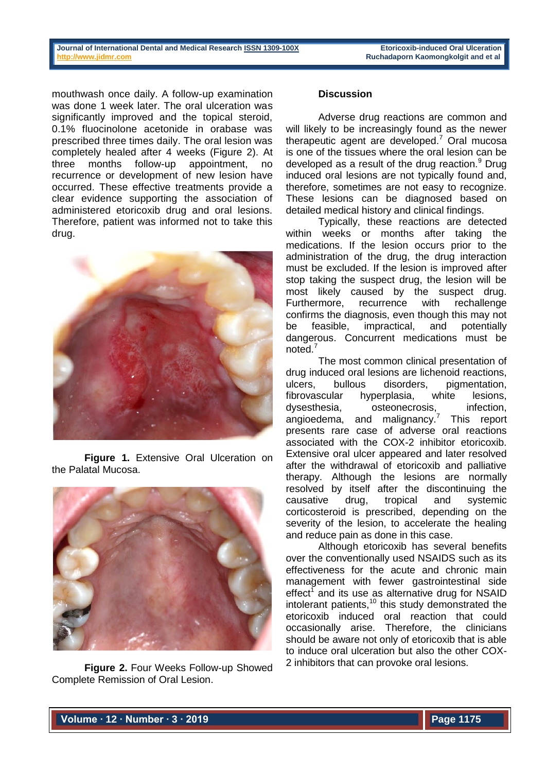mouthwash once daily. A follow-up examination was done 1 week later. The oral ulceration was significantly improved and the topical steroid, 0.1% fluocinolone acetonide in orabase was prescribed three times daily. The oral lesion was completely healed after 4 weeks (Figure 2). At three months follow-up appointment, no recurrence or development of new lesion have occurred. These effective treatments provide a clear evidence supporting the association of administered etoricoxib drug and oral lesions. Therefore, patient was informed not to take this drug.

**Figure 1.** Extensive Oral Ulceration on the Palatal Mucosa.

**Figure 2.** Four Weeks Follow-up Showed Complete Remission of Oral Lesion.

## Discussion

Adverse drug reactions are common and will likely to be increasingly found as the newer therapeutic agent are developed.[7] Oral mucosa is one of the tissues where the oral lesion can be developed as a result of the drug reaction.[9] Drug induced oral lesions are not typically found and, therefore, sometimes are not easy to recognize. These lesions can be diagnosed based on detailed medical history and clinical findings.

Typically, these reactions are detected within weeks or months after taking the medications. If the lesion occurs prior to the administration of the drug, the drug interaction must be excluded. If the lesion is improved after stop taking the suspect drug, the lesion will be most likely caused by the suspect drug. Furthermore, recurrence with rechallenge confirms the diagnosis, even though this may not be feasible, impractical, and potentially dangerous. Concurrent medications must be noted.[7]

The most common clinical presentation of drug induced oral lesions are lichenoid reactions, ulcers, bullous disorders, pigmentation, fibrovascular hyperplasia, white lesions, dysesthesia, osteonecrosis, infection, angioedema, and malignancy.[7] This report presents rare case of adverse oral reactions associated with the COX-2 inhibitor etoricoxib. Extensive oral ulcer appeared and later resolved after the withdrawal of etoricoxib and palliative therapy. Although the lesions are normally resolved by itself after the discontinuing the causative drug, tropical and systemic corticosteroid is prescribed, depending on the severity of the lesion, to accelerate the healing and reduce pain as done in this case.

Although etoricoxib has several benefits over the conventionally used NSAIDS such as its effectiveness for the acute and chronic main management with fewer gastrointestinal side effect[1] and its use as alternative drug for NSAID intolerant patients,[10] this study demonstrated the etoricoxib induced oral reaction that could occasionally arise. Therefore, the clinicians should be aware not only of etoricoxib that is able to induce oral ulceration but also the other COX-2 inhibitors that can provoke oral lesions.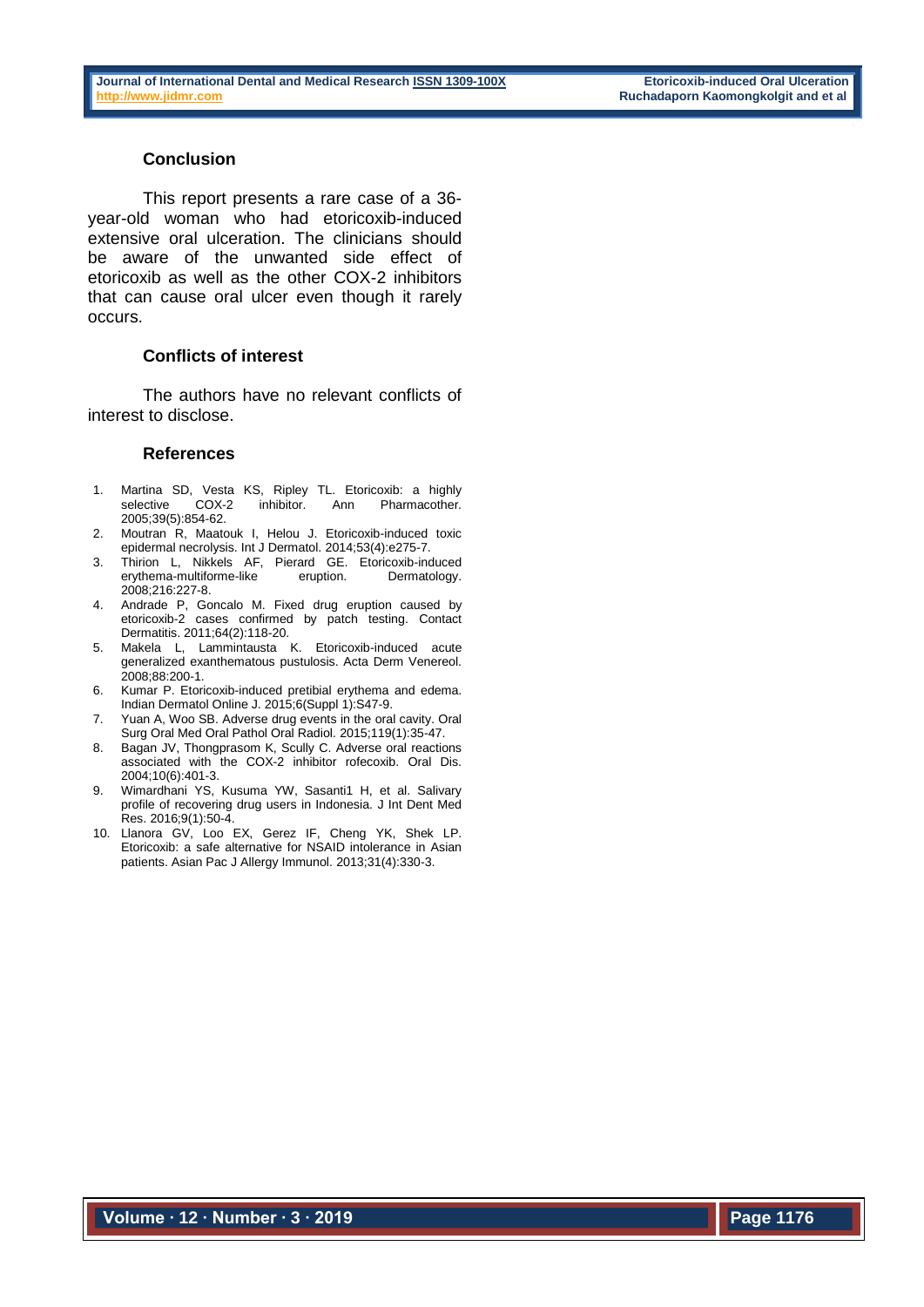## Conclusion

This report presents a rare case of a 36-year-old woman who had etoricoxib-induced extensive oral ulceration. The clinicians should be aware of the unwanted side effect of etoricoxib as well as the other COX-2 inhibitors that can cause oral ulcer even though it rarely occurs.

## Conflicts of interest

The authors have no relevant conflicts of interest to disclose.

## References

1. Martina SD, Vesta KS, Ripley TL. Etoricoxib: a highly selective COX-2 inhibitor. Ann Pharmacother. 2005;39(5):854-62.
2. Moutran R, Maatouk I, Helou J. Etoricoxib-induced toxic epidermal necrolysis. Int J Dermatol. 2014;53(4):e275-7.
3. Thirion L, Nikkels AF, Pierard GE. Etoricoxib-induced erythema-multiforme-like eruption. Dermatology. 2008;216:227-8.
4. Andrade P, Goncalo M. Fixed drug eruption caused by etoricoxib-2 cases confirmed by patch testing. Contact Dermatitis. 2011;64(2):118-20.
5. Makela L, Lammintausta K. Etoricoxib-induced acute generalized exanthematous pustulosis. Acta Derm Venereol. 2008;88:200-1.
6. Kumar P. Etoricoxib-induced pretibial erythema and edema. Indian Dermatol Online J. 2015;6(Suppl 1):S47-9.
7. Yuan A, Woo SB. Adverse drug events in the oral cavity. Oral Surg Oral Med Oral Pathol Oral Radiol. 2015;119(1):35-47.
8. Bagan JV, Thongprasom K, Scully C. Adverse oral reactions associated with the COX-2 inhibitor rofecoxib. Oral Dis. 2004;10(6):401-3.
9. Wimardhani YS, Kusuma YW, Sasanti1 H, et al. Salivary profile of recovering drug users in Indonesia. J Int Dent Med Res. 2016;9(1):50-4.
10. Llanora GV, Loo EX, Gerez IF, Cheng YK, Shek LP. Etoricoxib: a safe alternative for NSAID intolerance in Asian patients. Asian Pac J Allergy Immunol. 2013;31(4):330-3.